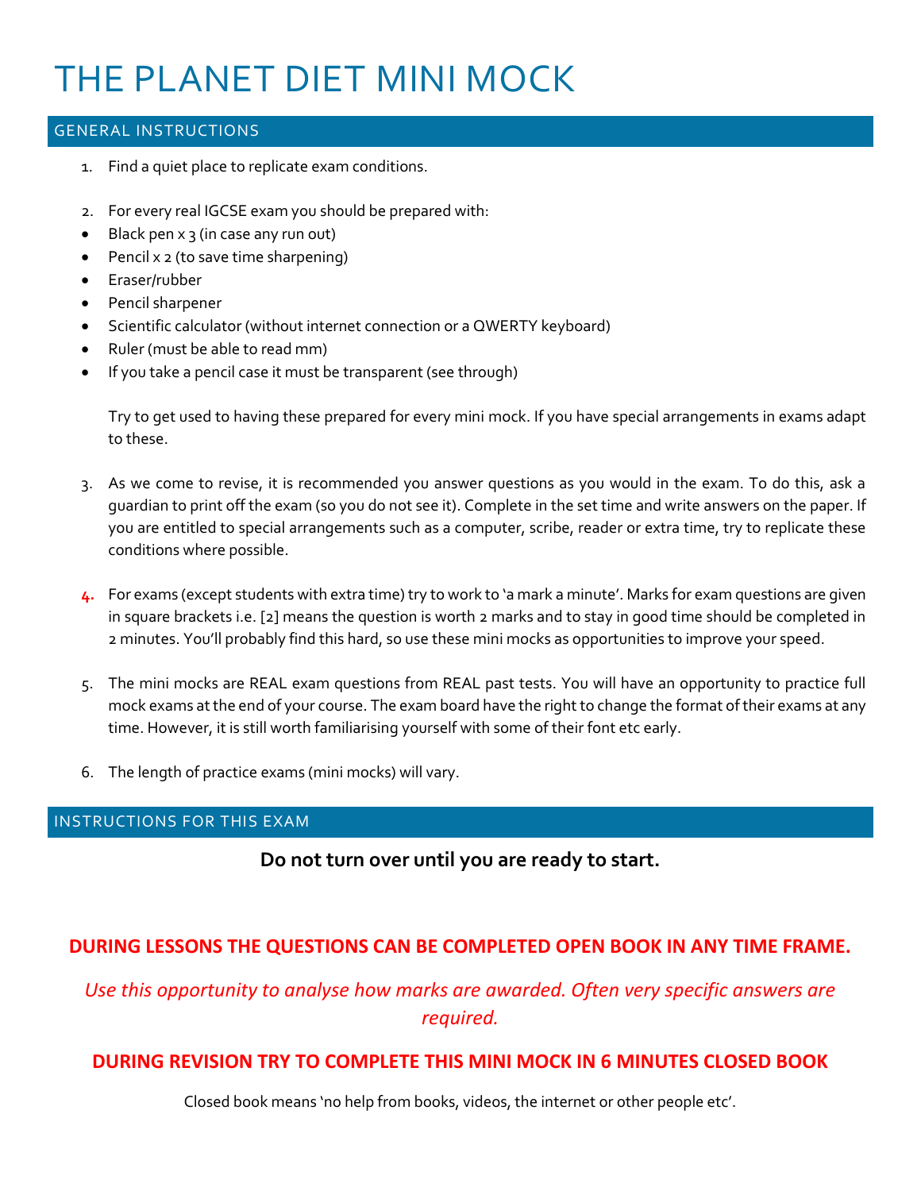# THE PLANET DIET MINI MOCK

## GENERAL INSTRUCTIONS

1. Find a quiet place to replicate exam conditions.

2. For every real IGCSE exam you should be prepared with:

- Black pen x 3 (in case any run out)
- Pencil x 2 (to save time sharpening)
- Eraser/rubber
- Pencil sharpener
- Scientific calculator (without internet connection or a QWERTY keyboard)
- Ruler (must be able to read mm)
- If you take a pencil case it must be transparent (see through)

   Try to get used to having these prepared for every mini mock. If you have special arrangements in exams adapt to these.

3. As we come to revise, it is recommended you answer questions as you would in the exam. To do this, ask a guardian to print off the exam (so you do not see it). Complete in the set time and write answers on the paper. If you are entitled to special arrangements such as a computer, scribe, reader or extra time, try to replicate these conditions where possible.

4. For exams (except students with extra time) try to work to 'a mark a minute'. Marks for exam questions are given in square brackets i.e. [2] means the question is worth 2 marks and to stay in good time should be completed in 2 minutes. You'll probably find this hard, so use these mini mocks as opportunities to improve your speed.

5. The mini mocks are REAL exam questions from REAL past tests. You will have an opportunity to practice full mock exams at the end of your course. The exam board have the right to change the format of their exams at any time. However, it is still worth familiarising yourself with some of their font etc early.

6. The length of practice exams (mini mocks) will vary.

## INSTRUCTIONS FOR THIS EXAM

**Do not turn over until you are ready to start.**

**DURING LESSONS THE QUESTIONS CAN BE COMPLETED OPEN BOOK IN ANY TIME FRAME.**

*Use this opportunity to analyse how marks are awarded. Often very specific answers are required.*

**DURING REVISION TRY TO COMPLETE THIS MINI MOCK IN 6 MINUTES CLOSED BOOK**

Closed book means 'no help from books, videos, the internet or other people etc'.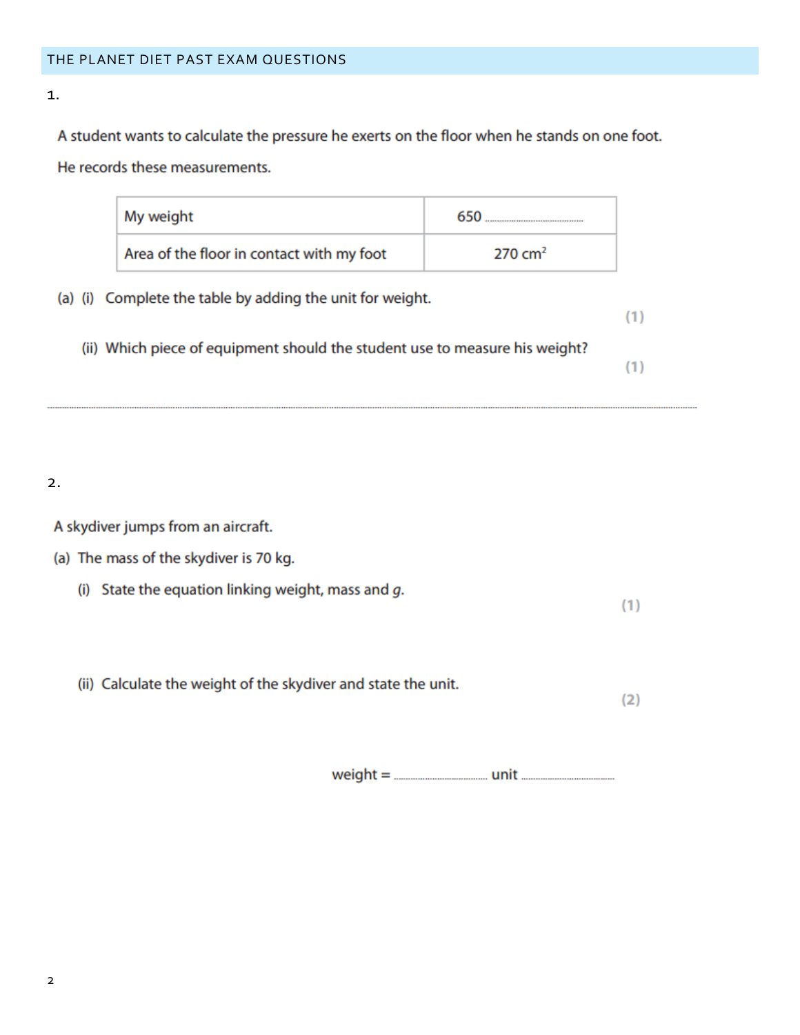## THE PLANET DIET PAST EXAM QUESTIONS

1.

A student wants to calculate the pressure he exerts on the floor when he stands on one foot.

He records these measurements.

| My weight | 650 .................... |
|---|---|
| Area of the floor in contact with my foot | 270 $cm^2$ |

(a) (i) Complete the table by adding the unit for weight. **(1)**

(ii) Which piece of equipment should the student use to measure his weight? **(1)**

.............................................................................................................................................................

2.

A skydiver jumps from an aircraft.

(a) The mass of the skydiver is 70 kg.

(i) State the equation linking weight, mass and *g*. **(1)**

(ii) Calculate the weight of the skydiver and state the unit. **(2)**

weight = .................... unit ....................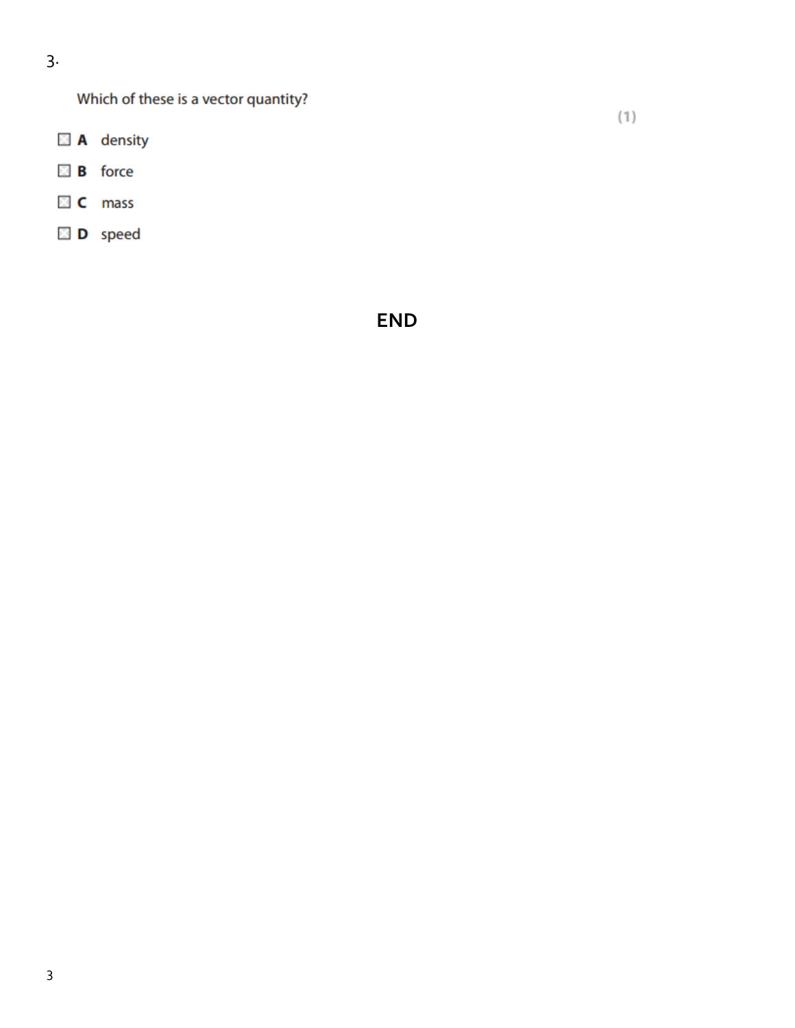3.

Which of these is a vector quantity?

(1)

☒ **A** density

☒ **B** force

☒ **C** mass

☒ **D** speed

**END**